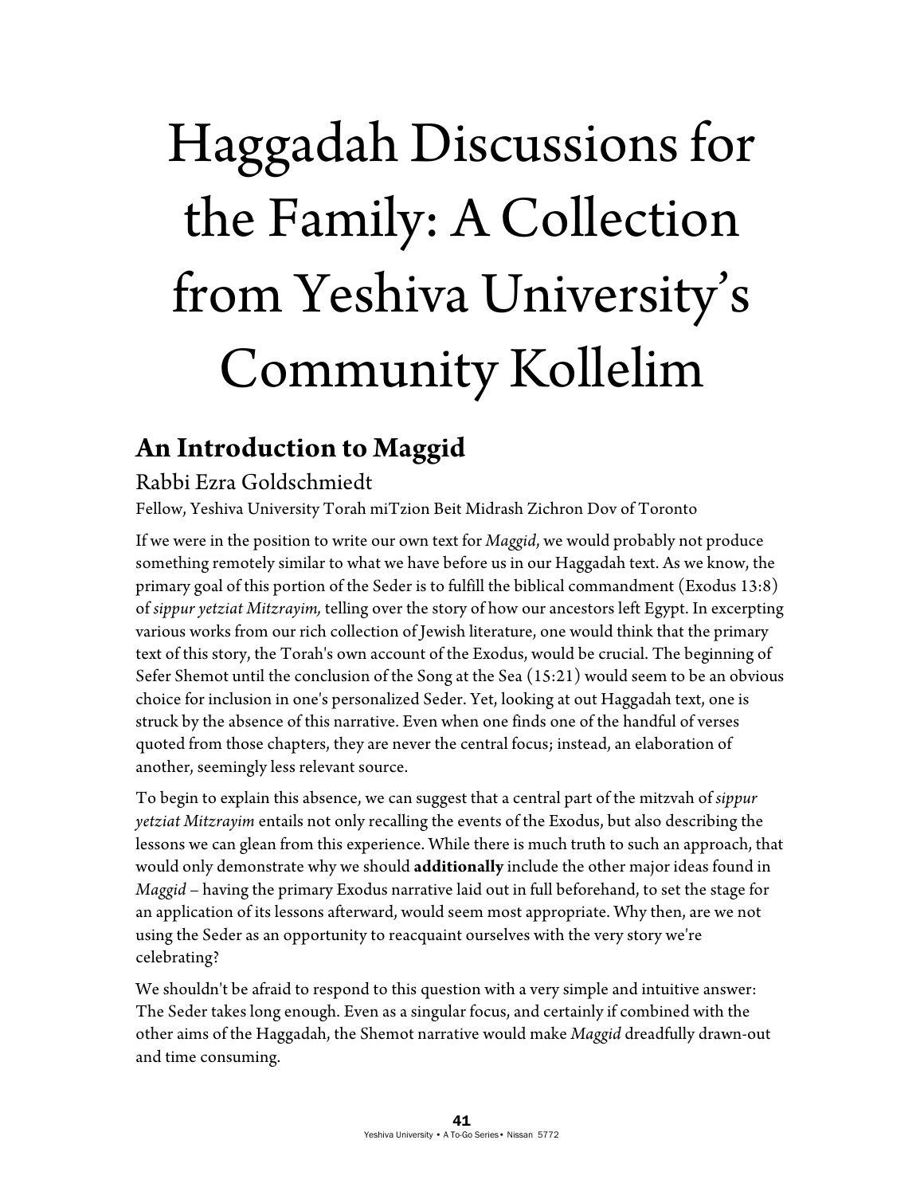# Haggadah Discussions for the Family: A Collection from Yeshiva University's Community Kollelim

## An Introduction to Maggid

Rabbi Ezra Goldschmiedt

Fellow, Yeshiva University Torah miTzion Beit Midrash Zichron Dov of Toronto

If we were in the position to write our own text for *Maggid*, we would probably not produce something remotely similar to what we have before us in our Haggadah text. As we know, the primary goal of this portion of the Seder is to fulfill the biblical commandment (Exodus 13:8) of *sippur yetziat Mitzrayim,* telling over the story of how our ancestors left Egypt. In excerpting various works from our rich collection of Jewish literature, one would think that the primary text of this story, the Torah's own account of the Exodus, would be crucial. The beginning of Sefer Shemot until the conclusion of the Song at the Sea (15:21) would seem to be an obvious choice for inclusion in one's personalized Seder. Yet, looking at out Haggadah text, one is struck by the absence of this narrative. Even when one finds one of the handful of verses quoted from those chapters, they are never the central focus; instead, an elaboration of another, seemingly less relevant source.

To begin to explain this absence, we can suggest that a central part of the mitzvah of *sippur yetziat Mitzrayim* entails not only recalling the events of the Exodus, but also describing the lessons we can glean from this experience. While there is much truth to such an approach, that would only demonstrate why we should **additionally** include the other major ideas found in *Maggid* – having the primary Exodus narrative laid out in full beforehand, to set the stage for an application of its lessons afterward, would seem most appropriate. Why then, are we not using the Seder as an opportunity to reacquaint ourselves with the very story we're celebrating?

We shouldn't be afraid to respond to this question with a very simple and intuitive answer: The Seder takes long enough. Even as a singular focus, and certainly if combined with the other aims of the Haggadah, the Shemot narrative would make *Maggid* dreadfully drawn-out and time consuming.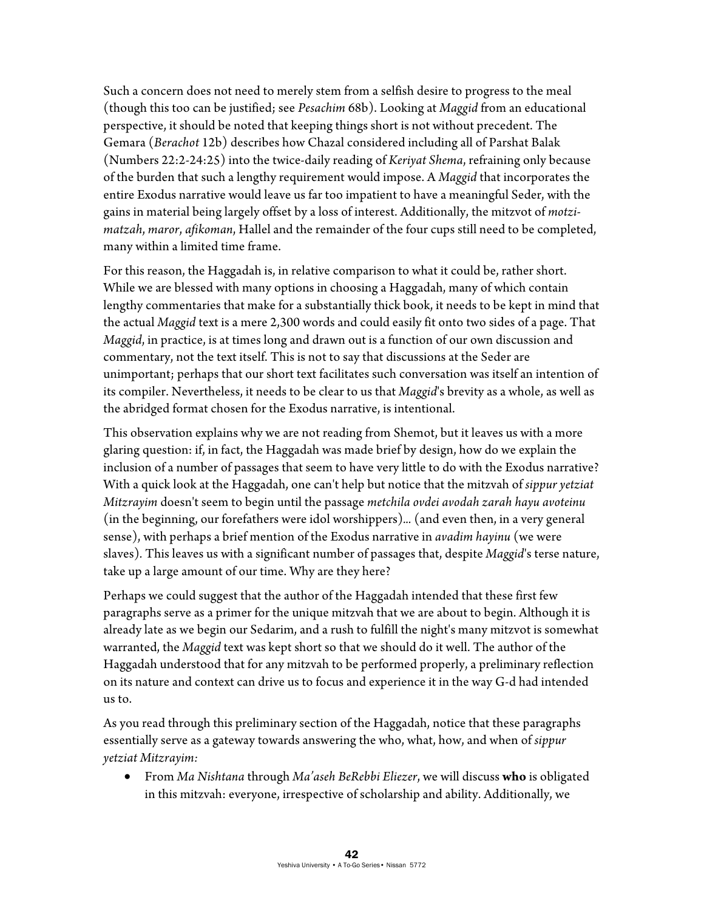Such a concern does not need to merely stem from a selfish desire to progress to the meal (though this too can be justified; see *Pesachim* 68b). Looking at *Maggid* from an educational perspective, it should be noted that keeping things short is not without precedent. The Gemara (*Berachot* 12b) describes how Chazal considered including all of Parshat Balak (Numbers 22:2-24:25) into the twice-daily reading of *Keriyat Shema*, refraining only because of the burden that such a lengthy requirement would impose. A *Maggid* that incorporates the entire Exodus narrative would leave us far too impatient to have a meaningful Seder, with the gains in material being largely offset by a loss of interest. Additionally, the mitzvot of *motzi-matzah*, *maror*, *afikoman*, Hallel and the remainder of the four cups still need to be completed, many within a limited time frame.

For this reason, the Haggadah is, in relative comparison to what it could be, rather short. While we are blessed with many options in choosing a Haggadah, many of which contain lengthy commentaries that make for a substantially thick book, it needs to be kept in mind that the actual *Maggid* text is a mere 2,300 words and could easily fit onto two sides of a page. That *Maggid*, in practice, is at times long and drawn out is a function of our own discussion and commentary, not the text itself. This is not to say that discussions at the Seder are unimportant; perhaps that our short text facilitates such conversation was itself an intention of its compiler. Nevertheless, it needs to be clear to us that *Maggid*'s brevity as a whole, as well as the abridged format chosen for the Exodus narrative, is intentional.

This observation explains why we are not reading from Shemot, but it leaves us with a more glaring question: if, in fact, the Haggadah was made brief by design, how do we explain the inclusion of a number of passages that seem to have very little to do with the Exodus narrative? With a quick look at the Haggadah, one can't help but notice that the mitzvah of *sippur yetziat Mitzrayim* doesn't seem to begin until the passage *metchila ovdei avodah zarah hayu avoteinu* (in the beginning, our forefathers were idol worshippers)… (and even then, in a very general sense), with perhaps a brief mention of the Exodus narrative in *avadim hayinu* (we were slaves). This leaves us with a significant number of passages that, despite *Maggid*'s terse nature, take up a large amount of our time. Why are they here?

Perhaps we could suggest that the author of the Haggadah intended that these first few paragraphs serve as a primer for the unique mitzvah that we are about to begin. Although it is already late as we begin our Sedarim, and a rush to fulfill the night's many mitzvot is somewhat warranted, the *Maggid* text was kept short so that we should do it well. The author of the Haggadah understood that for any mitzvah to be performed properly, a preliminary reflection on its nature and context can drive us to focus and experience it in the way G-d had intended us to.

As you read through this preliminary section of the Haggadah, notice that these paragraphs essentially serve as a gateway towards answering the who, what, how, and when of *sippur yetziat Mitzrayim:*

- From *Ma Nishtana* through *Ma'aseh BeRebbi Eliezer*, we will discuss **who** is obligated in this mitzvah: everyone, irrespective of scholarship and ability. Additionally, we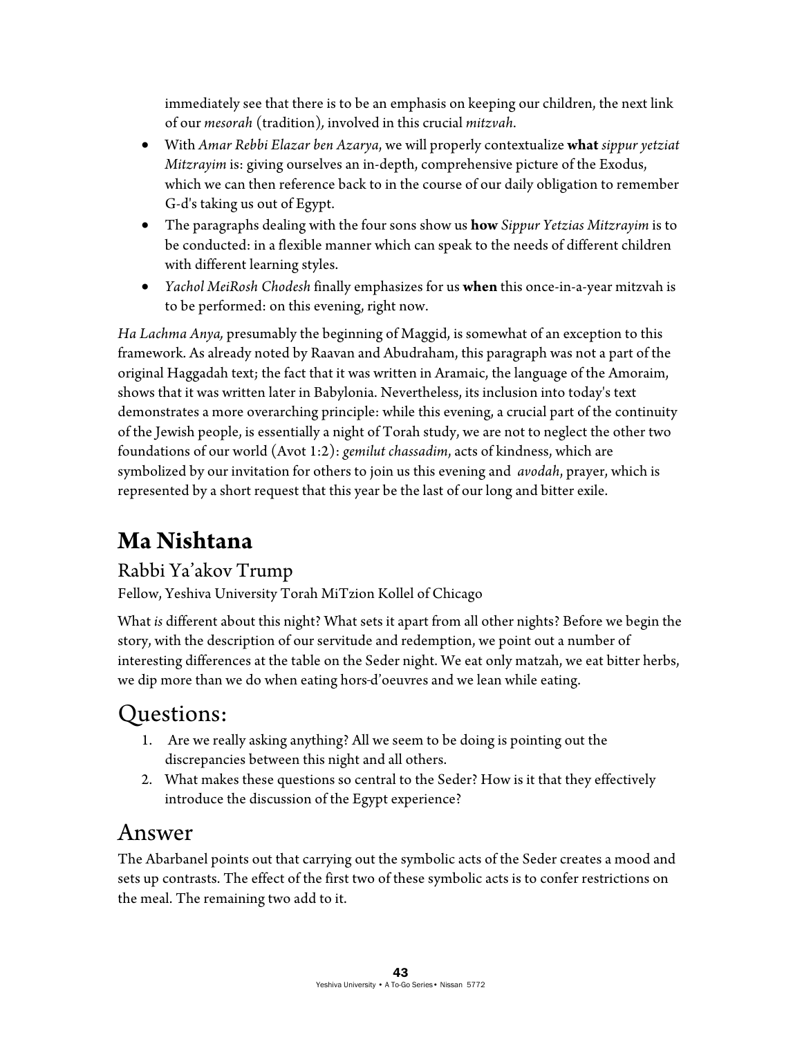immediately see that there is to be an emphasis on keeping our children, the next link of our *mesorah* (tradition), involved in this crucial *mitzvah*.

- With *Amar Rebbi Elazar ben Azarya*, we will properly contextualize **what** *sippur yetziat Mitzrayim* is: giving ourselves an in-depth, comprehensive picture of the Exodus, which we can then reference back to in the course of our daily obligation to remember G-d's taking us out of Egypt.
- The paragraphs dealing with the four sons show us **how** *Sippur Yetzias Mitzrayim* is to be conducted: in a flexible manner which can speak to the needs of different children with different learning styles.
- *Yachol MeiRosh Chodesh* finally emphasizes for us **when** this once-in-a-year mitzvah is to be performed: on this evening, right now.

*Ha Lachma Anya,* presumably the beginning of Maggid, is somewhat of an exception to this framework. As already noted by Raavan and Abudraham, this paragraph was not a part of the original Haggadah text; the fact that it was written in Aramaic, the language of the Amoraim, shows that it was written later in Babylonia. Nevertheless, its inclusion into today's text demonstrates a more overarching principle: while this evening, a crucial part of the continuity of the Jewish people, is essentially a night of Torah study, we are not to neglect the other two foundations of our world (Avot 1:2): *gemilut chassadim*, acts of kindness, which are symbolized by our invitation for others to join us this evening and *avodah*, prayer, which is represented by a short request that this year be the last of our long and bitter exile.

# Ma Nishtana

## Rabbi Ya'akov Trump

Fellow, Yeshiva University Torah MiTzion Kollel of Chicago

What *is* different about this night? What sets it apart from all other nights? Before we begin the story, with the description of our servitude and redemption, we point out a number of interesting differences at the table on the Seder night. We eat only matzah, we eat bitter herbs, we dip more than we do when eating hors-d'oeuvres and we lean while eating.

## Questions:

1. Are we really asking anything? All we seem to be doing is pointing out the discrepancies between this night and all others.
2. What makes these questions so central to the Seder? How is it that they effectively introduce the discussion of the Egypt experience?

## Answer

The Abarbanel points out that carrying out the symbolic acts of the Seder creates a mood and sets up contrasts. The effect of the first two of these symbolic acts is to confer restrictions on the meal. The remaining two add to it.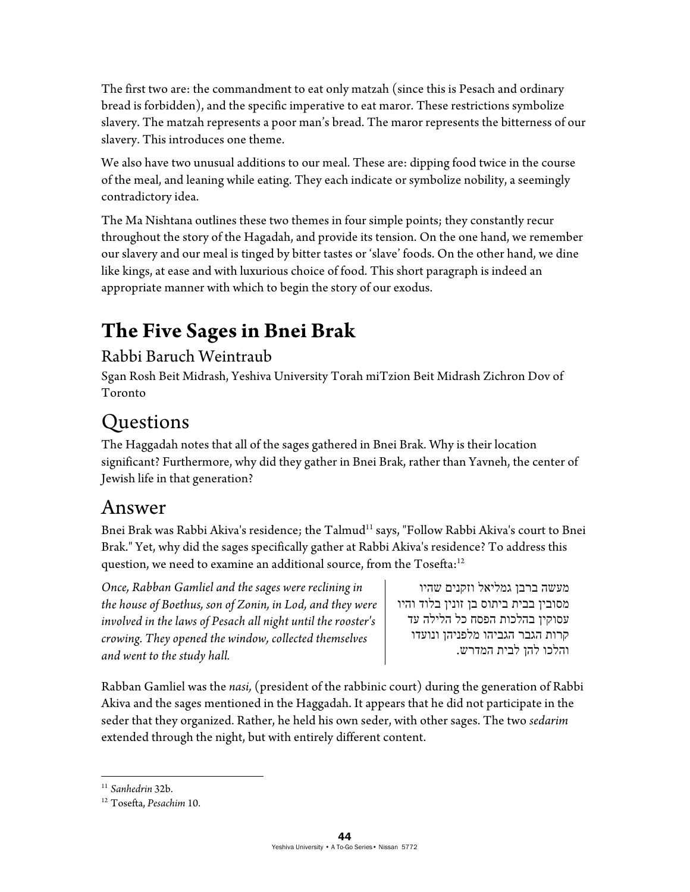The first two are: the commandment to eat only matzah (since this is Pesach and ordinary bread is forbidden), and the specific imperative to eat maror. These restrictions symbolize slavery. The matzah represents a poor man's bread. The maror represents the bitterness of our slavery. This introduces one theme.

We also have two unusual additions to our meal. These are: dipping food twice in the course of the meal, and leaning while eating. They each indicate or symbolize nobility, a seemingly contradictory idea.

The Ma Nishtana outlines these two themes in four simple points; they constantly recur throughout the story of the Hagadah, and provide its tension. On the one hand, we remember our slavery and our meal is tinged by bitter tastes or 'slave' foods. On the other hand, we dine like kings, at ease and with luxurious choice of food. This short paragraph is indeed an appropriate manner with which to begin the story of our exodus.

# The Five Sages in Bnei Brak

## Rabbi Baruch Weintraub

Sgan Rosh Beit Midrash, Yeshiva University Torah miTzion Beit Midrash Zichron Dov of Toronto

# Questions

The Haggadah notes that all of the sages gathered in Bnei Brak. Why is their location significant? Furthermore, why did they gather in Bnei Brak, rather than Yavneh, the center of Jewish life in that generation?

# Answer

Bnei Brak was Rabbi Akiva's residence; the Talmud[11] says, "Follow Rabbi Akiva's court to Bnei Brak." Yet, why did the sages specifically gather at Rabbi Akiva's residence? To address this question, we need to examine an additional source, from the Tosefta:[12]

*Once, Rabban Gamliel and the sages were reclining in the house of Boethus, son of Zonin, in Lod, and they were involved in the laws of Pesach all night until the rooster's crowing. They opened the window, collected themselves and went to the study hall.*

מעשה ברבן גמליאל וזקנים שהיו מסובין בבית ביתוס בן זונין בלוד והיו עסוקין בהלכות הפסח כל הלילה עד קרות הגבר הגביהו מלפניהן ונועדו והלכו להן לבית המדרש.

Rabban Gamliel was the *nasi,* (president of the rabbinic court) during the generation of Rabbi Akiva and the sages mentioned in the Haggadah. It appears that he did not participate in the seder that they organized. Rather, he held his own seder, with other sages. The two *sedarim* extended through the night, but with entirely different content.

---

[11] *Sanhedrin* 32b.

[12] Tosefta, *Pesachim* 10.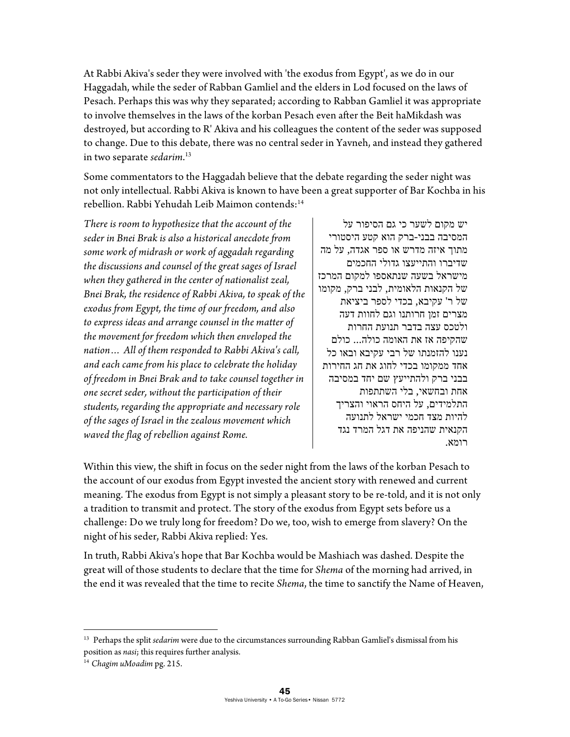At Rabbi Akiva's seder they were involved with 'the exodus from Egypt', as we do in our Haggadah, while the seder of Rabban Gamliel and the elders in Lod focused on the laws of Pesach. Perhaps this was why they separated; according to Rabban Gamliel it was appropriate to involve themselves in the laws of the korban Pesach even after the Beit haMikdash was destroyed, but according to R' Akiva and his colleagues the content of the seder was supposed to change. Due to this debate, there was no central seder in Yavneh, and instead they gathered in two separate *sedarim*.[13]

Some commentators to the Haggadah believe that the debate regarding the seder night was not only intellectual. Rabbi Akiva is known to have been a great supporter of Bar Kochba in his rebellion. Rabbi Yehudah Leib Maimon contends:[14]

*There is room to hypothesize that the account of the seder in Bnei Brak is also a historical anecdote from some work of midrash or work of aggadah regarding the discussions and counsel of the great sages of Israel when they gathered in the center of nationalist zeal, Bnei Brak, the residence of Rabbi Akiva, to speak of the exodus from Egypt, the time of our freedom, and also to express ideas and arrange counsel in the matter of the movement for freedom which then enveloped the nation… All of them responded to Rabbi Akiva's call, and each came from his place to celebrate the holiday of freedom in Bnei Brak and to take counsel together in one secret seder, without the participation of their students, regarding the appropriate and necessary role of the sages of Israel in the zealous movement which waved the flag of rebellion against Rome.*

יש מקום לשער כי גם הסיפור על המסיבה בבני-ברק הוא קטע היסטורי מתוך איזה מדרש או ספר אגדה, על מה שדיברו והתייעצו גדולי החכמים מישראל בשעה שנתאספו למקום המרכז של הקנאות הלאומית, לבני ברק, מקומו של ר' עקיבא, בכדי לספר ביציאת מצרים זמן חרותנו וגם לחוות דעה ולטכס עצה בדבר תנועת החרות שהקיפה אז את האומה כולה... כולם נענו להזמנתו של רבי עקיבא ובאו כל אחד ממקומו בכדי לחוג את חג החירות בבני ברק ולהתייעץ שם יחד במסיבה אחת ובחשאי, בלי השתתפות התלמידים, על היחס הראוי והצריך להיות מצד חכמי ישראל לתנועה הקנאית שהניפה את דגל המרד נגד רומא.

Within this view, the shift in focus on the seder night from the laws of the korban Pesach to the account of our exodus from Egypt invested the ancient story with renewed and current meaning. The exodus from Egypt is not simply a pleasant story to be re-told, and it is not only a tradition to transmit and protect. The story of the exodus from Egypt sets before us a challenge: Do we truly long for freedom? Do we, too, wish to emerge from slavery? On the night of his seder, Rabbi Akiva replied: Yes.

In truth, Rabbi Akiva's hope that Bar Kochba would be Mashiach was dashed. Despite the great will of those students to declare that the time for *Shema* of the morning had arrived, in the end it was revealed that the time to recite *Shema*, the time to sanctify the Name of Heaven,

---

[13] Perhaps the split *sedarim* were due to the circumstances surrounding Rabban Gamliel's dismissal from his position as *nasi*; this requires further analysis.

[14] *Chagim uMoadim* pg. 215.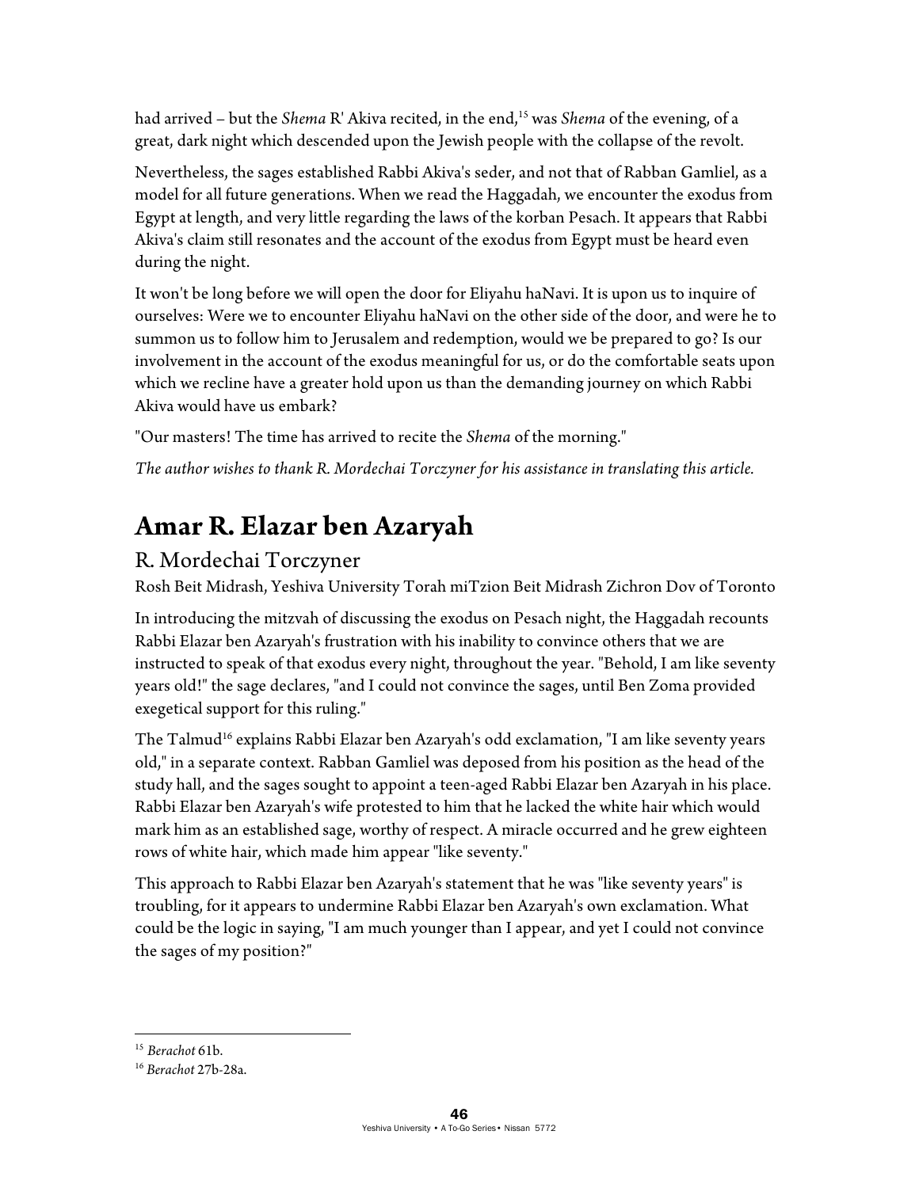had arrived – but the *Shema* R' Akiva recited, in the end,[15] was *Shema* of the evening, of a great, dark night which descended upon the Jewish people with the collapse of the revolt.

Nevertheless, the sages established Rabbi Akiva's seder, and not that of Rabban Gamliel, as a model for all future generations. When we read the Haggadah, we encounter the exodus from Egypt at length, and very little regarding the laws of the korban Pesach. It appears that Rabbi Akiva's claim still resonates and the account of the exodus from Egypt must be heard even during the night.

It won't be long before we will open the door for Eliyahu haNavi. It is upon us to inquire of ourselves: Were we to encounter Eliyahu haNavi on the other side of the door, and were he to summon us to follow him to Jerusalem and redemption, would we be prepared to go? Is our involvement in the account of the exodus meaningful for us, or do the comfortable seats upon which we recline have a greater hold upon us than the demanding journey on which Rabbi Akiva would have us embark?

"Our masters! The time has arrived to recite the *Shema* of the morning."

*The author wishes to thank R. Mordechai Torczyner for his assistance in translating this article.*

# Amar R. Elazar ben Azaryah

## R. Mordechai Torczyner

Rosh Beit Midrash, Yeshiva University Torah miTzion Beit Midrash Zichron Dov of Toronto

In introducing the mitzvah of discussing the exodus on Pesach night, the Haggadah recounts Rabbi Elazar ben Azaryah's frustration with his inability to convince others that we are instructed to speak of that exodus every night, throughout the year. "Behold, I am like seventy years old!" the sage declares, "and I could not convince the sages, until Ben Zoma provided exegetical support for this ruling."

The Talmud[16] explains Rabbi Elazar ben Azaryah's odd exclamation, "I am like seventy years old," in a separate context. Rabban Gamliel was deposed from his position as the head of the study hall, and the sages sought to appoint a teen-aged Rabbi Elazar ben Azaryah in his place. Rabbi Elazar ben Azaryah's wife protested to him that he lacked the white hair which would mark him as an established sage, worthy of respect. A miracle occurred and he grew eighteen rows of white hair, which made him appear "like seventy."

This approach to Rabbi Elazar ben Azaryah's statement that he was "like seventy years" is troubling, for it appears to undermine Rabbi Elazar ben Azaryah's own exclamation. What could be the logic in saying, "I am much younger than I appear, and yet I could not convince the sages of my position?"

---

[15] *Berachot* 61b.

[16] *Berachot* 27b-28a.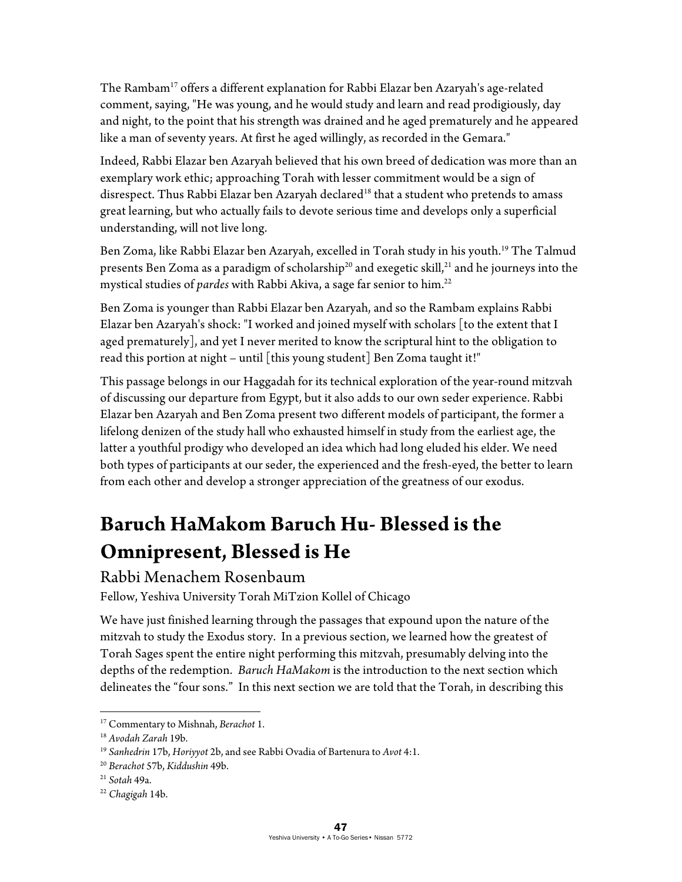The Rambam[17] offers a different explanation for Rabbi Elazar ben Azaryah's age-related comment, saying, "He was young, and he would study and learn and read prodigiously, day and night, to the point that his strength was drained and he aged prematurely and he appeared like a man of seventy years. At first he aged willingly, as recorded in the Gemara."

Indeed, Rabbi Elazar ben Azaryah believed that his own breed of dedication was more than an exemplary work ethic; approaching Torah with lesser commitment would be a sign of disrespect. Thus Rabbi Elazar ben Azaryah declared[18] that a student who pretends to amass great learning, but who actually fails to devote serious time and develops only a superficial understanding, will not live long.

Ben Zoma, like Rabbi Elazar ben Azaryah, excelled in Torah study in his youth.[19] The Talmud presents Ben Zoma as a paradigm of scholarship[20] and exegetic skill,[21] and he journeys into the mystical studies of *pardes* with Rabbi Akiva, a sage far senior to him.[22]

Ben Zoma is younger than Rabbi Elazar ben Azaryah, and so the Rambam explains Rabbi Elazar ben Azaryah's shock: "I worked and joined myself with scholars [to the extent that I aged prematurely], and yet I never merited to know the scriptural hint to the obligation to read this portion at night – until [this young student] Ben Zoma taught it!"

This passage belongs in our Haggadah for its technical exploration of the year-round mitzvah of discussing our departure from Egypt, but it also adds to our own seder experience. Rabbi Elazar ben Azaryah and Ben Zoma present two different models of participant, the former a lifelong denizen of the study hall who exhausted himself in study from the earliest age, the latter a youthful prodigy who developed an idea which had long eluded his elder. We need both types of participants at our seder, the experienced and the fresh-eyed, the better to learn from each other and develop a stronger appreciation of the greatness of our exodus.

# Baruch HaMakom Baruch Hu- Blessed is the Omnipresent, Blessed is He

## Rabbi Menachem Rosenbaum

Fellow, Yeshiva University Torah MiTzion Kollel of Chicago

We have just finished learning through the passages that expound upon the nature of the mitzvah to study the Exodus story. In a previous section, we learned how the greatest of Torah Sages spent the entire night performing this mitzvah, presumably delving into the depths of the redemption. *Baruch HaMakom* is the introduction to the next section which delineates the "four sons." In this next section we are told that the Torah, in describing this

---

[17] Commentary to Mishnah, *Berachot* 1.

[18] *Avodah Zarah* 19b.

[19] *Sanhedrin* 17b, *Horiyyot* 2b, and see Rabbi Ovadia of Bartenura to *Avot* 4:1.

[20] *Berachot* 57b, *Kiddushin* 49b.

[21] *Sotah* 49a.

[22] *Chagigah* 14b.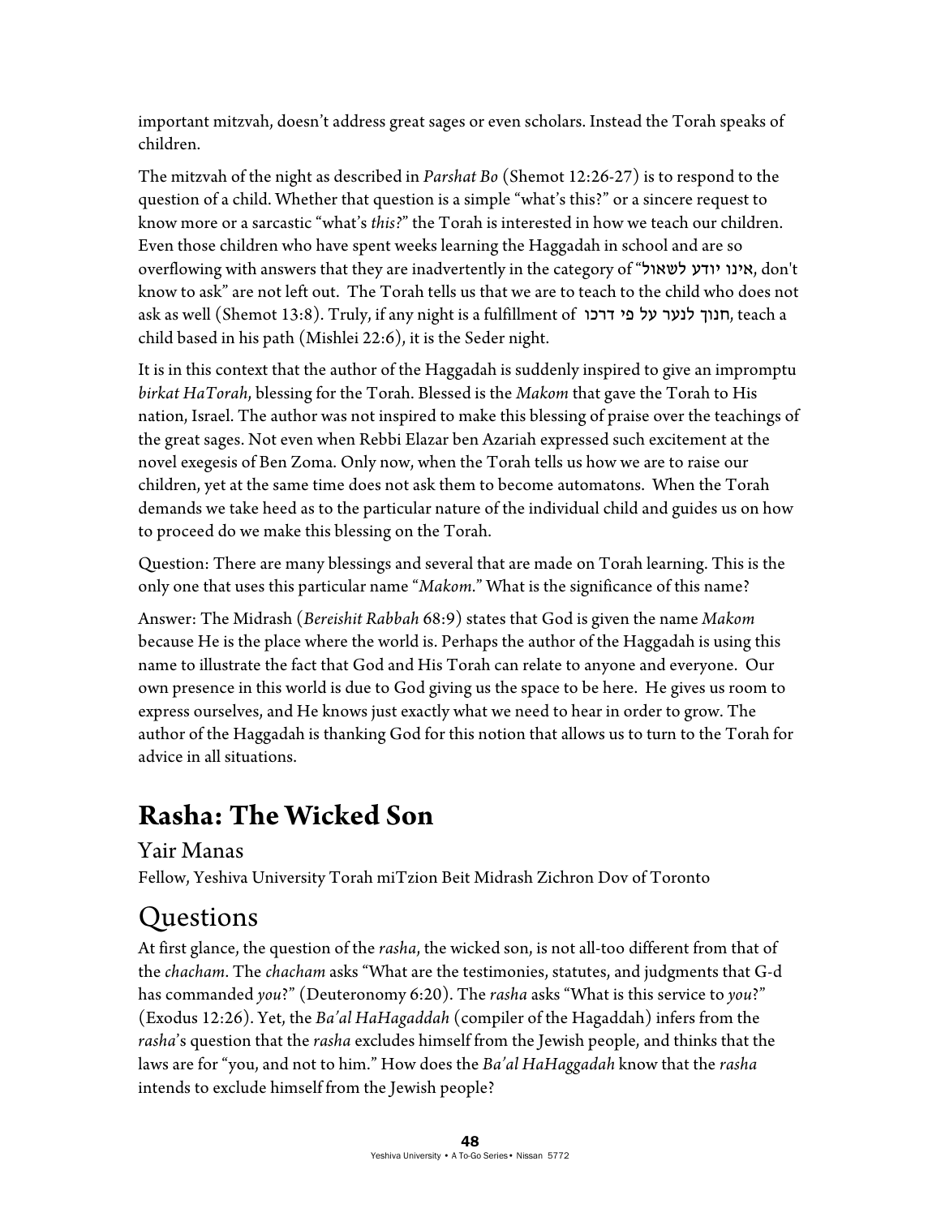important mitzvah, doesn't address great sages or even scholars. Instead the Torah speaks of children.

The mitzvah of the night as described in *Parshat Bo* (Shemot 12:26-27) is to respond to the question of a child. Whether that question is a simple "what's this?" or a sincere request to know more or a sarcastic "what's *this?*" the Torah is interested in how we teach our children. Even those children who have spent weeks learning the Haggadah in school and are so overflowing with answers that they are inadvertently in the category of "אינו יודע לשאול, don't know to ask" are not left out. The Torah tells us that we are to teach to the child who does not ask as well (Shemot 13:8). Truly, if any night is a fulfillment of חנוך לנער על פי דרכו, teach a child based in his path (Mishlei 22:6), it is the Seder night.

It is in this context that the author of the Haggadah is suddenly inspired to give an impromptu *birkat HaTorah*, blessing for the Torah. Blessed is the *Makom* that gave the Torah to His nation, Israel. The author was not inspired to make this blessing of praise over the teachings of the great sages. Not even when Rebbi Elazar ben Azariah expressed such excitement at the novel exegesis of Ben Zoma. Only now, when the Torah tells us how we are to raise our children, yet at the same time does not ask them to become automatons. When the Torah demands we take heed as to the particular nature of the individual child and guides us on how to proceed do we make this blessing on the Torah.

Question: There are many blessings and several that are made on Torah learning. This is the only one that uses this particular name "*Makom*." What is the significance of this name?

Answer: The Midrash (*Bereishit Rabbah* 68:9) states that God is given the name *Makom* because He is the place where the world is. Perhaps the author of the Haggadah is using this name to illustrate the fact that God and His Torah can relate to anyone and everyone. Our own presence in this world is due to God giving us the space to be here. He gives us room to express ourselves, and He knows just exactly what we need to hear in order to grow. The author of the Haggadah is thanking God for this notion that allows us to turn to the Torah for advice in all situations.

# Rasha: The Wicked Son

Yair Manas

Fellow, Yeshiva University Torah miTzion Beit Midrash Zichron Dov of Toronto

## Questions

At first glance, the question of the *rasha*, the wicked son, is not all-too different from that of the *chacham*. The *chacham* asks "What are the testimonies, statutes, and judgments that G-d has commanded *you*?" (Deuteronomy 6:20). The *rasha* asks "What is this service to *you*?" (Exodus 12:26). Yet, the *Ba'al HaHagaddah* (compiler of the Hagaddah) infers from the *rasha*'s question that the *rasha* excludes himself from the Jewish people, and thinks that the laws are for "you, and not to him." How does the *Ba'al HaHaggadah* know that the *rasha* intends to exclude himself from the Jewish people?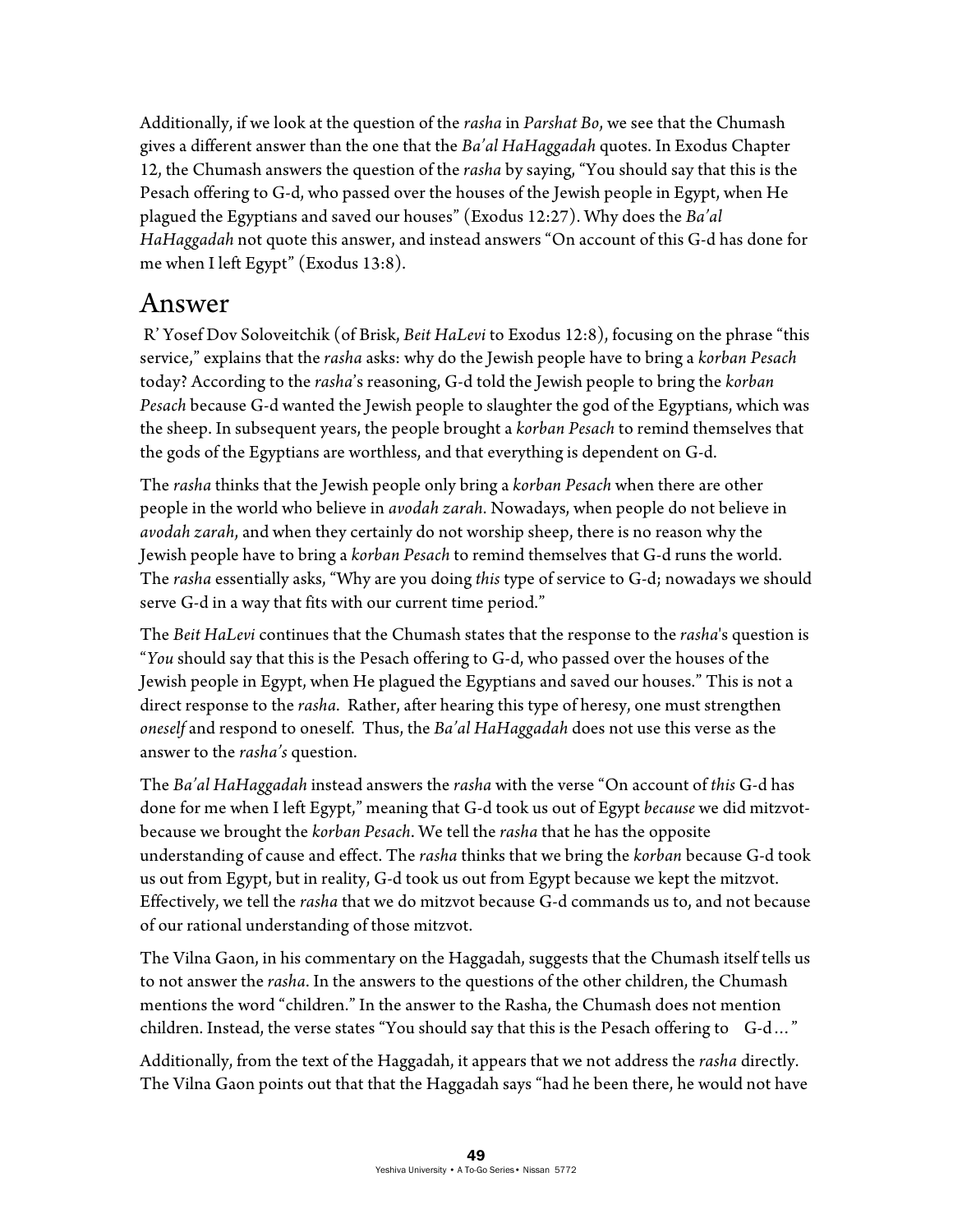Additionally, if we look at the question of the *rasha* in *Parshat Bo*, we see that the Chumash gives a different answer than the one that the *Ba'al HaHaggadah* quotes. In Exodus Chapter 12, the Chumash answers the question of the *rasha* by saying, "You should say that this is the Pesach offering to G-d, who passed over the houses of the Jewish people in Egypt, when He plagued the Egyptians and saved our houses" (Exodus 12:27). Why does the *Ba'al HaHaggadah* not quote this answer, and instead answers "On account of this G-d has done for me when I left Egypt" (Exodus 13:8).

## Answer

R' Yosef Dov Soloveitchik (of Brisk, *Beit HaLevi* to Exodus 12:8), focusing on the phrase "this service," explains that the *rasha* asks: why do the Jewish people have to bring a *korban Pesach* today? According to the *rasha*'s reasoning, G-d told the Jewish people to bring the *korban Pesach* because G-d wanted the Jewish people to slaughter the god of the Egyptians, which was the sheep. In subsequent years, the people brought a *korban Pesach* to remind themselves that the gods of the Egyptians are worthless, and that everything is dependent on G-d.

The *rasha* thinks that the Jewish people only bring a *korban Pesach* when there are other people in the world who believe in *avodah zarah*. Nowadays, when people do not believe in *avodah zarah*, and when they certainly do not worship sheep, there is no reason why the Jewish people have to bring a *korban Pesach* to remind themselves that G-d runs the world. The *rasha* essentially asks, "Why are you doing *this* type of service to G-d; nowadays we should serve G-d in a way that fits with our current time period."

The *Beit HaLevi* continues that the Chumash states that the response to the *rasha*'s question is "*You* should say that this is the Pesach offering to G-d, who passed over the houses of the Jewish people in Egypt, when He plagued the Egyptians and saved our houses." This is not a direct response to the *rasha*. Rather, after hearing this type of heresy, one must strengthen *oneself* and respond to oneself. Thus, the *Ba'al HaHaggadah* does not use this verse as the answer to the *rasha's* question.

The *Ba'al HaHaggadah* instead answers the *rasha* with the verse "On account of *this* G-d has done for me when I left Egypt," meaning that G-d took us out of Egypt *because* we did mitzvot-because we brought the *korban Pesach*. We tell the *rasha* that he has the opposite understanding of cause and effect. The *rasha* thinks that we bring the *korban* because G-d took us out from Egypt, but in reality, G-d took us out from Egypt because we kept the mitzvot. Effectively, we tell the *rasha* that we do mitzvot because G-d commands us to, and not because of our rational understanding of those mitzvot.

The Vilna Gaon, in his commentary on the Haggadah, suggests that the Chumash itself tells us to not answer the *rasha*. In the answers to the questions of the other children, the Chumash mentions the word "children." In the answer to the Rasha, the Chumash does not mention children. Instead, the verse states "You should say that this is the Pesach offering to G-d…"

Additionally, from the text of the Haggadah, it appears that we not address the *rasha* directly. The Vilna Gaon points out that that the Haggadah says "had he been there, he would not have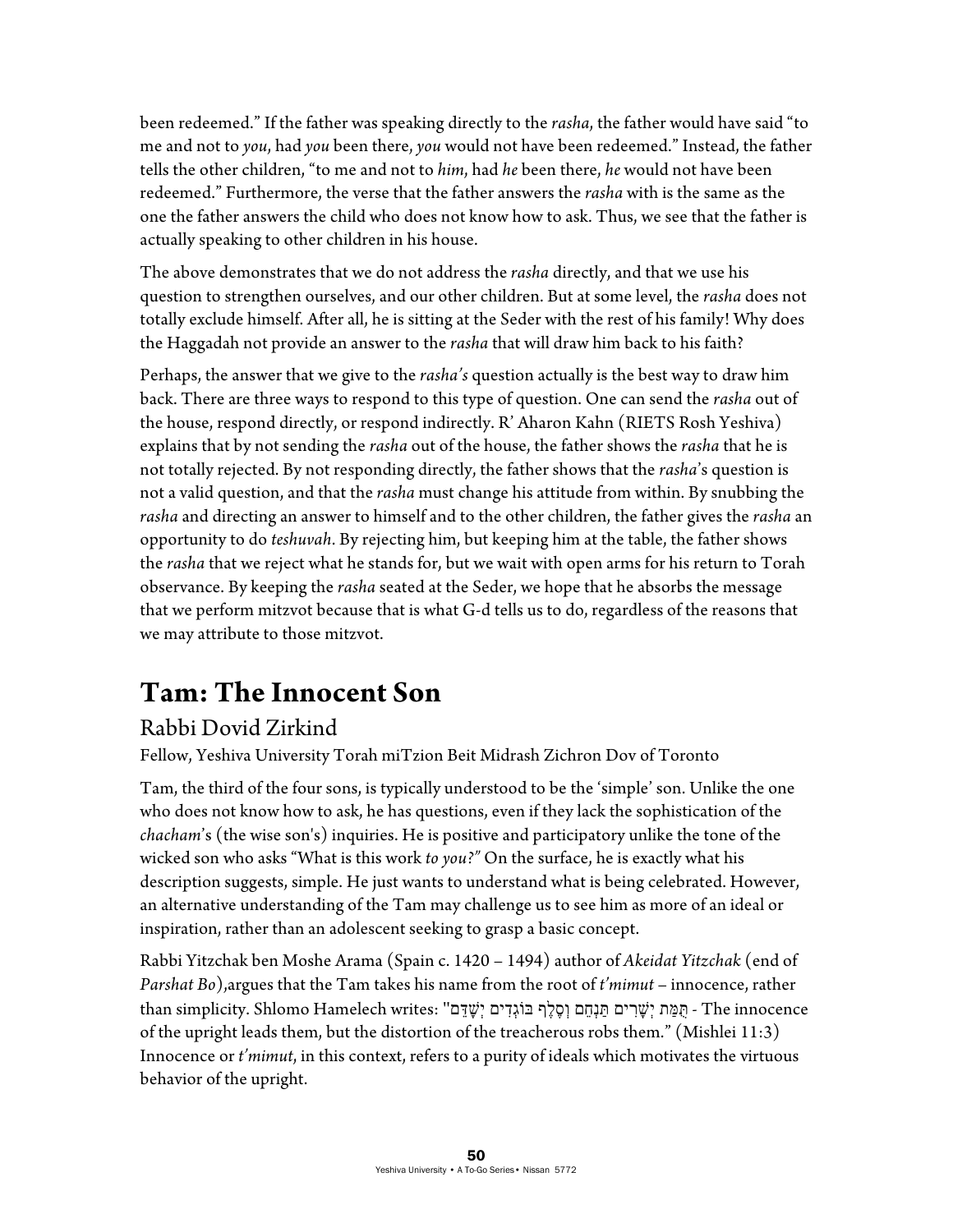been redeemed." If the father was speaking directly to the *rasha*, the father would have said "to me and not to *you*, had *you* been there, *you* would not have been redeemed." Instead, the father tells the other children, "to me and not to *him*, had *he* been there, *he* would not have been redeemed." Furthermore, the verse that the father answers the *rasha* with is the same as the one the father answers the child who does not know how to ask. Thus, we see that the father is actually speaking to other children in his house.

The above demonstrates that we do not address the *rasha* directly, and that we use his question to strengthen ourselves, and our other children. But at some level, the *rasha* does not totally exclude himself. After all, he is sitting at the Seder with the rest of his family! Why does the Haggadah not provide an answer to the *rasha* that will draw him back to his faith?

Perhaps, the answer that we give to the *rasha's* question actually is the best way to draw him back. There are three ways to respond to this type of question. One can send the *rasha* out of the house, respond directly, or respond indirectly. R' Aharon Kahn (RIETS Rosh Yeshiva) explains that by not sending the *rasha* out of the house, the father shows the *rasha* that he is not totally rejected. By not responding directly, the father shows that the *rasha*'s question is not a valid question, and that the *rasha* must change his attitude from within. By snubbing the *rasha* and directing an answer to himself and to the other children, the father gives the *rasha* an opportunity to do *teshuvah*. By rejecting him, but keeping him at the table, the father shows the *rasha* that we reject what he stands for, but we wait with open arms for his return to Torah observance. By keeping the *rasha* seated at the Seder, we hope that he absorbs the message that we perform mitzvot because that is what G-d tells us to do, regardless of the reasons that we may attribute to those mitzvot.

# Tam: The Innocent Son

## Rabbi Dovid Zirkind

Fellow, Yeshiva University Torah miTzion Beit Midrash Zichron Dov of Toronto

Tam, the third of the four sons, is typically understood to be the 'simple' son. Unlike the one who does not know how to ask, he has questions, even if they lack the sophistication of the *chacham*'s (the wise son's) inquiries. He is positive and participatory unlike the tone of the wicked son who asks "What is this work *to you?"* On the surface, he is exactly what his description suggests, simple. He just wants to understand what is being celebrated. However, an alternative understanding of the Tam may challenge us to see him as more of an ideal or inspiration, rather than an adolescent seeking to grasp a basic concept.

Rabbi Yitzchak ben Moshe Arama (Spain c. 1420 – 1494) author of *Akeidat Yitzchak* (end of *Parshat Bo*),argues that the Tam takes his name from the root of *t'mimut* – innocence, rather than simplicity. Shlomo Hamelech writes: "תֻּמַּת יְשָׁרִים תַּנְחֵם וְסֶלֶף בּוֹגְדִים יְשָׁדֵּם" - The innocence of the upright leads them, but the distortion of the treacherous robs them." (Mishlei 11:3) Innocence or *t'mimut*, in this context, refers to a purity of ideals which motivates the virtuous behavior of the upright.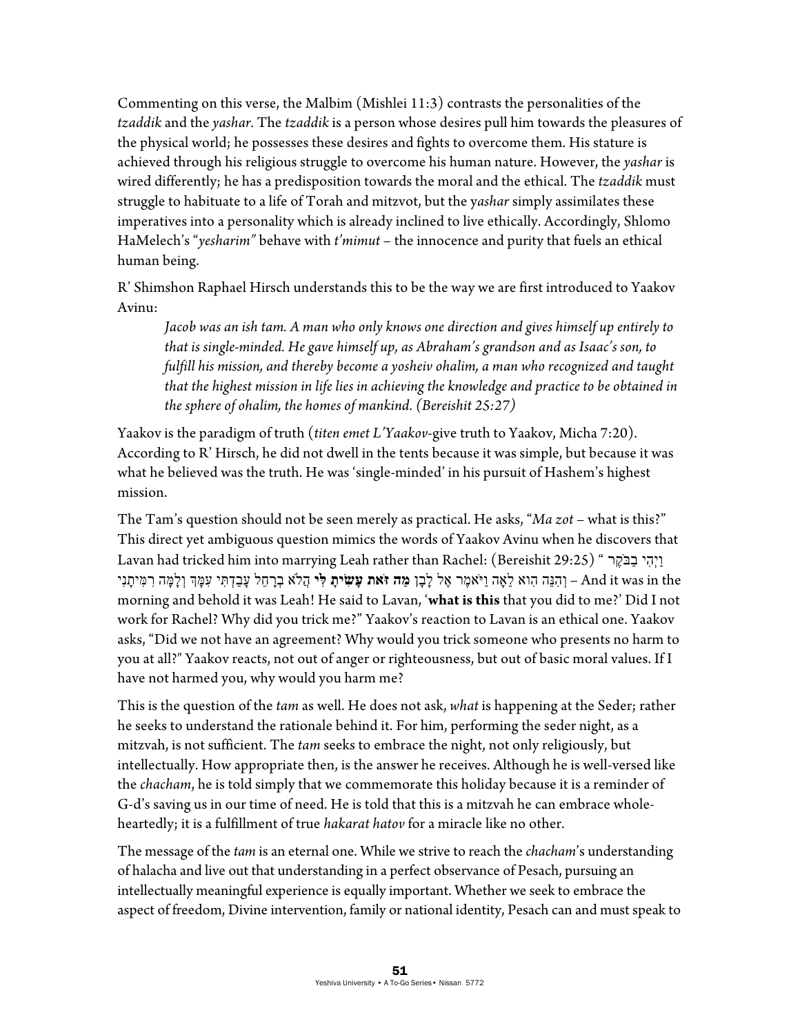Commenting on this verse, the Malbim (Mishlei 11:3) contrasts the personalities of the *tzaddik* and the *yashar.* The *tzaddik* is a person whose desires pull him towards the pleasures of the physical world; he possesses these desires and fights to overcome them. His stature is achieved through his religious struggle to overcome his human nature. However, the *yashar* is wired differently; he has a predisposition towards the moral and the ethical. The *tzaddik* must struggle to habituate to a life of Torah and mitzvot, but the y*ashar* simply assimilates these imperatives into a personality which is already inclined to live ethically. Accordingly, Shlomo HaMelech's "*yesharim"* behave with *t'mimut* – the innocence and purity that fuels an ethical human being.

R' Shimshon Raphael Hirsch understands this to be the way we are first introduced to Yaakov Avinu:

> *Jacob was an ish tam. A man who only knows one direction and gives himself up entirely to that is single-minded. He gave himself up, as Abraham's grandson and as Isaac's son, to fulfill his mission, and thereby become a yosheiv ohalim, a man who recognized and taught that the highest mission in life lies in achieving the knowledge and practice to be obtained in the sphere of ohalim, the homes of mankind. (Bereishit 25:27)*

Yaakov is the paradigm of truth (*titen emet L'Yaakov*-give truth to Yaakov, Micha 7:20). According to R' Hirsch, he did not dwell in the tents because it was simple, but because it was what he believed was the truth. He was 'single-minded' in his pursuit of Hashem's highest mission.

The Tam's question should not be seen merely as practical. He asks, "*Ma zot* – what is this?" This direct yet ambiguous question mimics the words of Yaakov Avinu when he discovers that Lavan had tricked him into marrying Leah rather than Rachel: (Bereishit 29:25) " וַיְהִי בַבֹּקֶר וְהִנֵּה הִוא לֵאָה וַיֹּאמֶר אֶל לָבָן **מַה זֹּאת עָשִׂיתָ לִּי** הֲלֹא בְרָחֵל עָבַדְתִּי עִמָּךְ וְלָמָּה רִמִּיתָנִי – And it was in the morning and behold it was Leah! He said to Lavan, '**what is this** that you did to me?' Did I not work for Rachel? Why did you trick me?" Yaakov's reaction to Lavan is an ethical one. Yaakov asks, "Did we not have an agreement? Why would you trick someone who presents no harm to you at all?" Yaakov reacts, not out of anger or righteousness, but out of basic moral values. If I have not harmed you, why would you harm me?

This is the question of the *tam* as well. He does not ask, *what* is happening at the Seder; rather he seeks to understand the rationale behind it. For him, performing the seder night, as a mitzvah, is not sufficient. The *tam* seeks to embrace the night, not only religiously, but intellectually. How appropriate then, is the answer he receives. Although he is well-versed like the *chacham*, he is told simply that we commemorate this holiday because it is a reminder of G-d's saving us in our time of need. He is told that this is a mitzvah he can embrace whole-heartedly; it is a fulfillment of true *hakarat hatov* for a miracle like no other.

The message of the *tam* is an eternal one. While we strive to reach the *chacham*'s understanding of halacha and live out that understanding in a perfect observance of Pesach, pursuing an intellectually meaningful experience is equally important. Whether we seek to embrace the aspect of freedom, Divine intervention, family or national identity, Pesach can and must speak to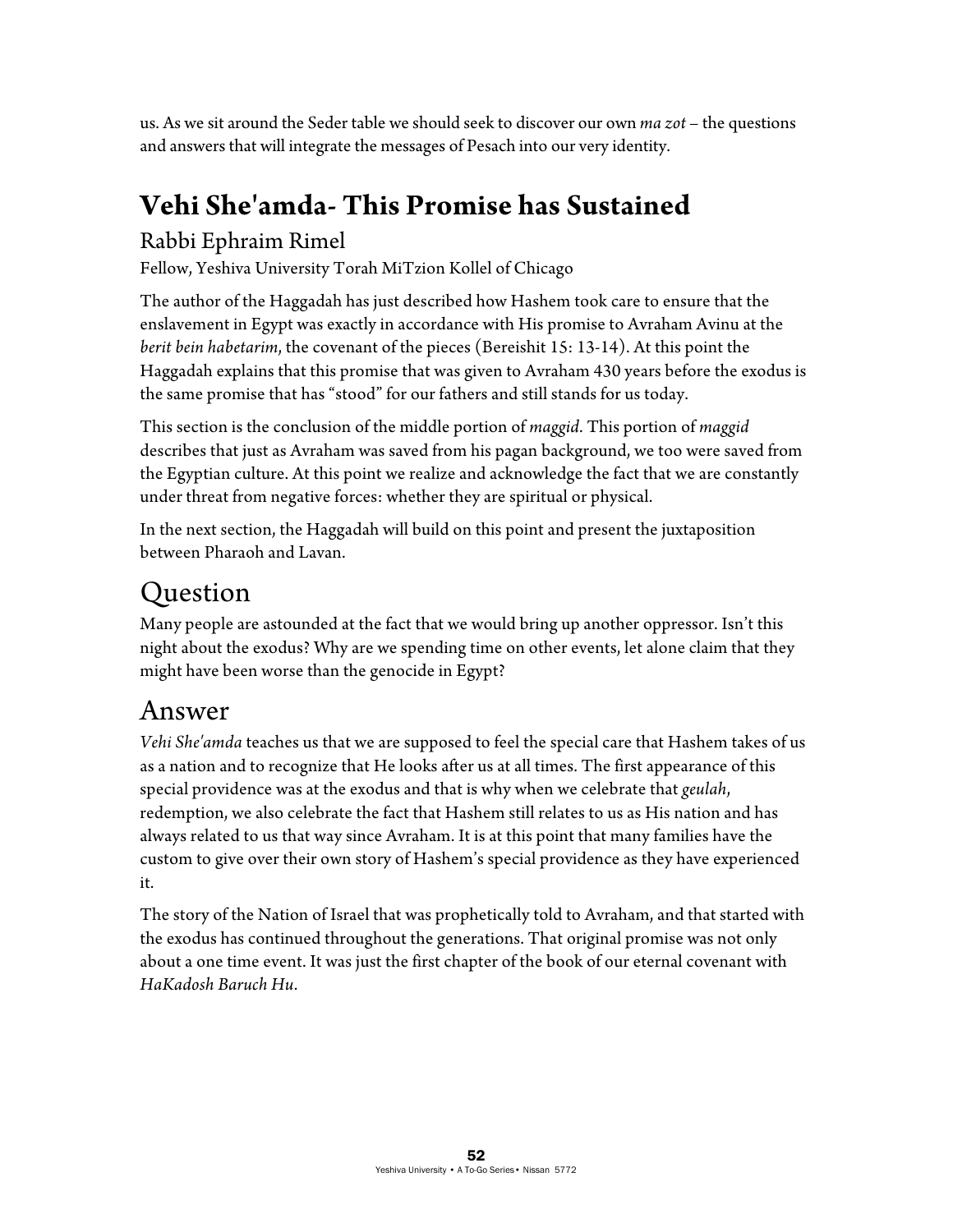us. As we sit around the Seder table we should seek to discover our own *ma zot* – the questions and answers that will integrate the messages of Pesach into our very identity.

## Vehi She'amda- This Promise has Sustained

### Rabbi Ephraim Rimel

Fellow, Yeshiva University Torah MiTzion Kollel of Chicago

The author of the Haggadah has just described how Hashem took care to ensure that the enslavement in Egypt was exactly in accordance with His promise to Avraham Avinu at the *berit bein habetarim*, the covenant of the pieces (Bereishit 15: 13-14). At this point the Haggadah explains that this promise that was given to Avraham 430 years before the exodus is the same promise that has "stood" for our fathers and still stands for us today.

This section is the conclusion of the middle portion of *maggid*. This portion of *maggid* describes that just as Avraham was saved from his pagan background, we too were saved from the Egyptian culture. At this point we realize and acknowledge the fact that we are constantly under threat from negative forces: whether they are spiritual or physical.

In the next section, the Haggadah will build on this point and present the juxtaposition between Pharaoh and Lavan.

## Question

Many people are astounded at the fact that we would bring up another oppressor. Isn't this night about the exodus? Why are we spending time on other events, let alone claim that they might have been worse than the genocide in Egypt?

## Answer

*Vehi She'amda* teaches us that we are supposed to feel the special care that Hashem takes of us as a nation and to recognize that He looks after us at all times. The first appearance of this special providence was at the exodus and that is why when we celebrate that *geulah*, redemption, we also celebrate the fact that Hashem still relates to us as His nation and has always related to us that way since Avraham. It is at this point that many families have the custom to give over their own story of Hashem's special providence as they have experienced it.

The story of the Nation of Israel that was prophetically told to Avraham, and that started with the exodus has continued throughout the generations. That original promise was not only about a one time event. It was just the first chapter of the book of our eternal covenant with *HaKadosh Baruch Hu*.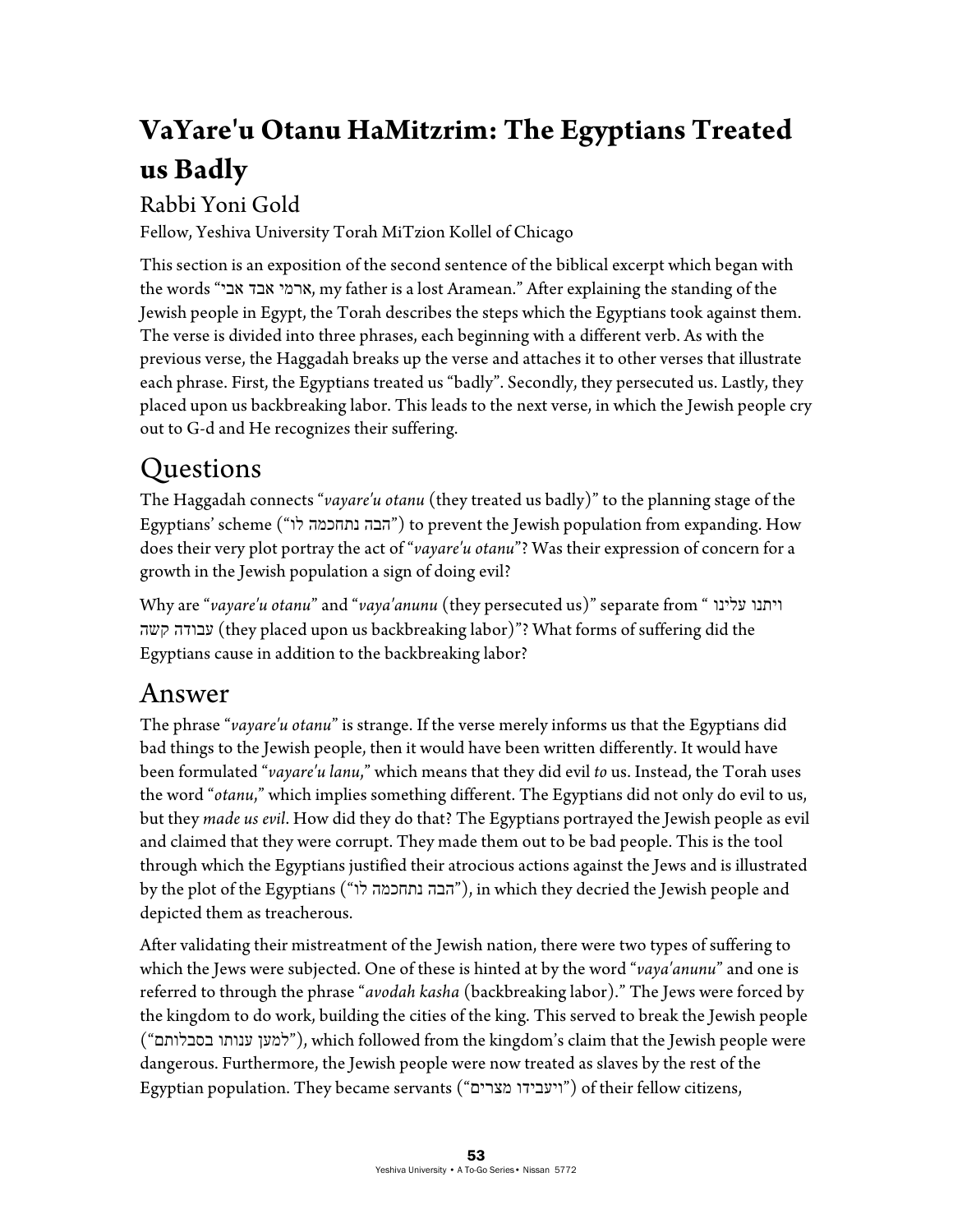# VaYare'u Otanu HaMitzrim: The Egyptians Treated us Badly

## Rabbi Yoni Gold

Fellow, Yeshiva University Torah MiTzion Kollel of Chicago

This section is an exposition of the second sentence of the biblical excerpt which began with the words "ארמי אבד אבי, my father is a lost Aramean." After explaining the standing of the Jewish people in Egypt, the Torah describes the steps which the Egyptians took against them. The verse is divided into three phrases, each beginning with a different verb. As with the previous verse, the Haggadah breaks up the verse and attaches it to other verses that illustrate each phrase. First, the Egyptians treated us "badly". Secondly, they persecuted us. Lastly, they placed upon us backbreaking labor. This leads to the next verse, in which the Jewish people cry out to G-d and He recognizes their suffering.

# Questions

The Haggadah connects "*vayare'u otanu* (they treated us badly)" to the planning stage of the Egyptians' scheme ("הבה נתחכמה לו") to prevent the Jewish population from expanding. How does their very plot portray the act of "*vayare'u otanu*"? Was their expression of concern for a growth in the Jewish population a sign of doing evil?

Why are "*vayare'u otanu*" and "*vaya'anunu* (they persecuted us)" separate from " ויתנו עלינו עבודה קשה (they placed upon us backbreaking labor)"? What forms of suffering did the Egyptians cause in addition to the backbreaking labor?

# Answer

The phrase "*vayare'u otanu*" is strange. If the verse merely informs us that the Egyptians did bad things to the Jewish people, then it would have been written differently. It would have been formulated "*vayare'u lanu*," which means that they did evil *to* us. Instead, the Torah uses the word "*otanu*," which implies something different. The Egyptians did not only do evil to us, but they *made us evil*. How did they do that? The Egyptians portrayed the Jewish people as evil and claimed that they were corrupt. They made them out to be bad people. This is the tool through which the Egyptians justified their atrocious actions against the Jews and is illustrated by the plot of the Egyptians ("הבה נתחכמה לו"), in which they decried the Jewish people and depicted them as treacherous.

After validating their mistreatment of the Jewish nation, there were two types of suffering to which the Jews were subjected. One of these is hinted at by the word "*vaya'anunu*" and one is referred to through the phrase "*avodah kasha* (backbreaking labor)." The Jews were forced by the kingdom to do work, building the cities of the king. This served to break the Jewish people ("למען ענותו בסבלותם"), which followed from the kingdom's claim that the Jewish people were dangerous. Furthermore, the Jewish people were now treated as slaves by the rest of the Egyptian population. They became servants ("ויעבידו מצרים") of their fellow citizens,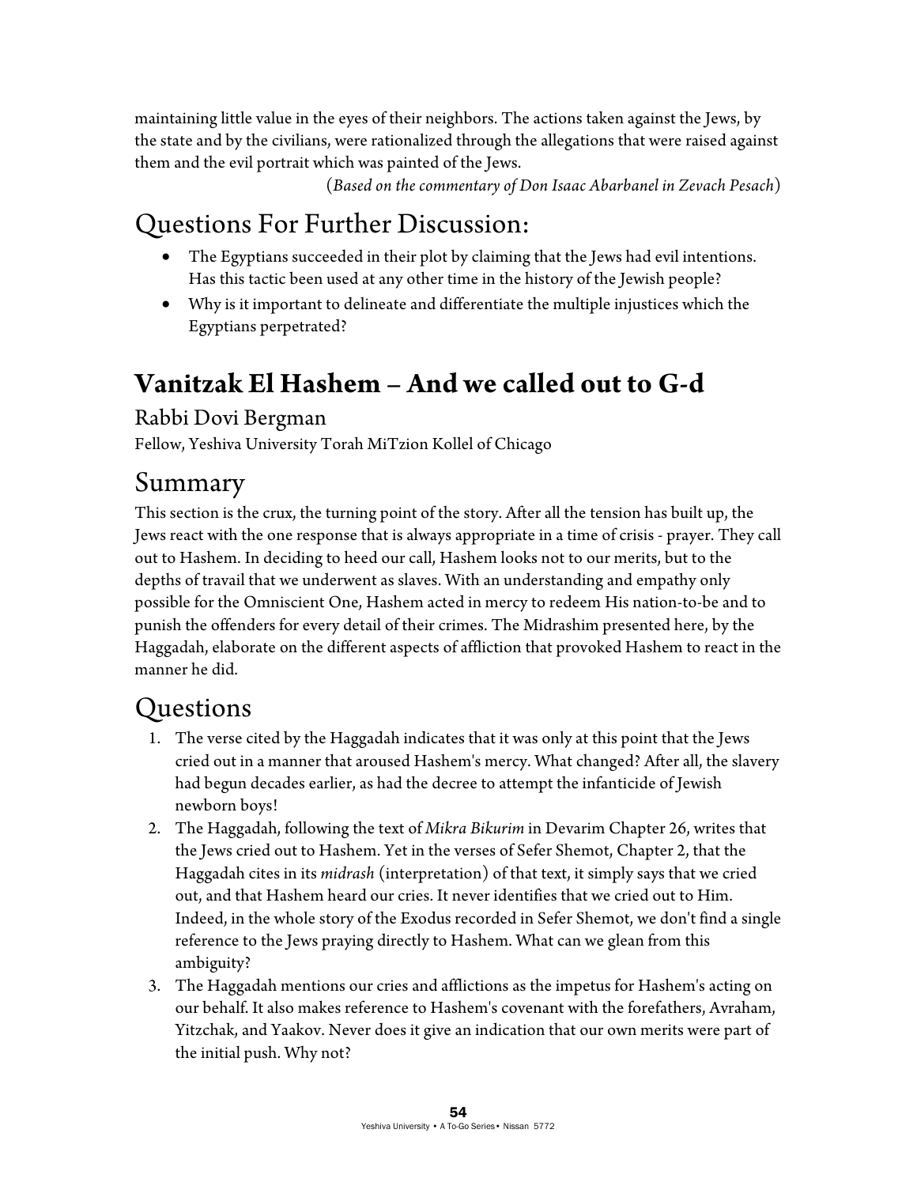maintaining little value in the eyes of their neighbors. The actions taken against the Jews, by the state and by the civilians, were rationalized through the allegations that were raised against them and the evil portrait which was painted of the Jews.

(*Based on the commentary of Don Isaac Abarbanel in Zevach Pesach*)

## Questions For Further Discussion:

- The Egyptians succeeded in their plot by claiming that the Jews had evil intentions. Has this tactic been used at any other time in the history of the Jewish people?
- Why is it important to delineate and differentiate the multiple injustices which the Egyptians perpetrated?

# Vanitzak El Hashem – And we called out to G-d

## Rabbi Dovi Bergman

Fellow, Yeshiva University Torah MiTzion Kollel of Chicago

## Summary

This section is the crux, the turning point of the story. After all the tension has built up, the Jews react with the one response that is always appropriate in a time of crisis - prayer. They call out to Hashem. In deciding to heed our call, Hashem looks not to our merits, but to the depths of travail that we underwent as slaves. With an understanding and empathy only possible for the Omniscient One, Hashem acted in mercy to redeem His nation-to-be and to punish the offenders for every detail of their crimes. The Midrashim presented here, by the Haggadah, elaborate on the different aspects of affliction that provoked Hashem to react in the manner he did.

## Questions

1. The verse cited by the Haggadah indicates that it was only at this point that the Jews cried out in a manner that aroused Hashem's mercy. What changed? After all, the slavery had begun decades earlier, as had the decree to attempt the infanticide of Jewish newborn boys!
2. The Haggadah, following the text of *Mikra Bikurim* in Devarim Chapter 26, writes that the Jews cried out to Hashem. Yet in the verses of Sefer Shemot, Chapter 2, that the Haggadah cites in its *midrash* (interpretation) of that text, it simply says that we cried out, and that Hashem heard our cries. It never identifies that we cried out to Him. Indeed, in the whole story of the Exodus recorded in Sefer Shemot, we don't find a single reference to the Jews praying directly to Hashem. What can we glean from this ambiguity?
3. The Haggadah mentions our cries and afflictions as the impetus for Hashem's acting on our behalf. It also makes reference to Hashem's covenant with the forefathers, Avraham, Yitzchak, and Yaakov. Never does it give an indication that our own merits were part of the initial push. Why not?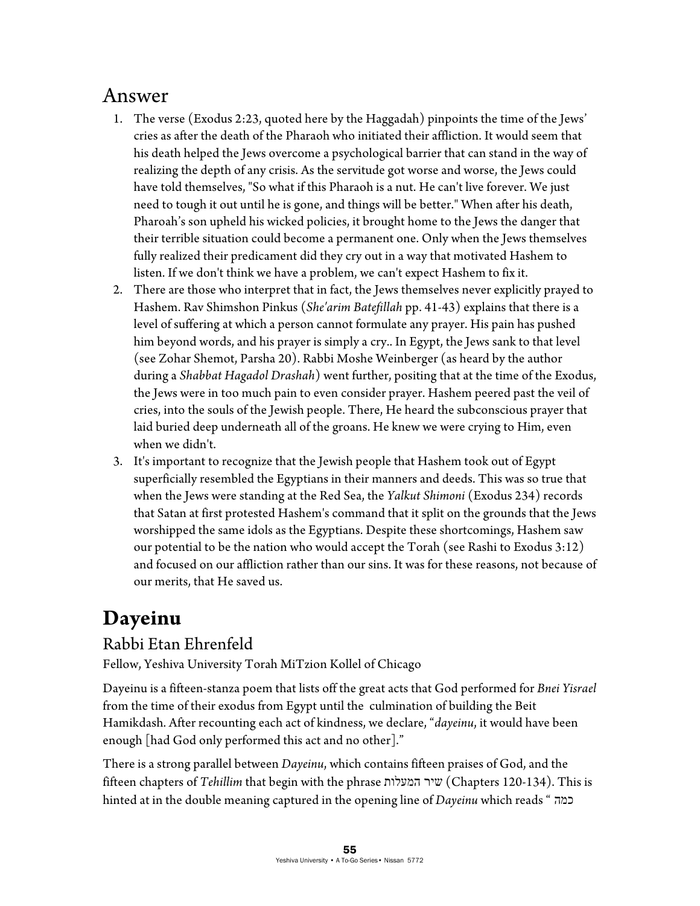## Answer

1. The verse (Exodus 2:23, quoted here by the Haggadah) pinpoints the time of the Jews' cries as after the death of the Pharaoh who initiated their affliction. It would seem that his death helped the Jews overcome a psychological barrier that can stand in the way of realizing the depth of any crisis. As the servitude got worse and worse, the Jews could have told themselves, "So what if this Pharaoh is a nut. He can't live forever. We just need to tough it out until he is gone, and things will be better." When after his death, Pharoah's son upheld his wicked policies, it brought home to the Jews the danger that their terrible situation could become a permanent one. Only when the Jews themselves fully realized their predicament did they cry out in a way that motivated Hashem to listen. If we don't think we have a problem, we can't expect Hashem to fix it.
2. There are those who interpret that in fact, the Jews themselves never explicitly prayed to Hashem. Rav Shimshon Pinkus (*She'arim Batefillah* pp. 41-43) explains that there is a level of suffering at which a person cannot formulate any prayer. His pain has pushed him beyond words, and his prayer is simply a cry.. In Egypt, the Jews sank to that level (see Zohar Shemot, Parsha 20). Rabbi Moshe Weinberger (as heard by the author during a *Shabbat Hagadol Drashah*) went further, positing that at the time of the Exodus, the Jews were in too much pain to even consider prayer. Hashem peered past the veil of cries, into the souls of the Jewish people. There, He heard the subconscious prayer that laid buried deep underneath all of the groans. He knew we were crying to Him, even when we didn't.
3. It's important to recognize that the Jewish people that Hashem took out of Egypt superficially resembled the Egyptians in their manners and deeds. This was so true that when the Jews were standing at the Red Sea, the *Yalkut Shimoni* (Exodus 234) records that Satan at first protested Hashem's command that it split on the grounds that the Jews worshipped the same idols as the Egyptians. Despite these shortcomings, Hashem saw our potential to be the nation who would accept the Torah (see Rashi to Exodus 3:12) and focused on our affliction rather than our sins. It was for these reasons, not because of our merits, that He saved us.

# Dayeinu

## Rabbi Etan Ehrenfeld

Fellow, Yeshiva University Torah MiTzion Kollel of Chicago

Dayeinu is a fifteen-stanza poem that lists off the great acts that God performed for *Bnei Yisrael* from the time of their exodus from Egypt until the culmination of building the Beit Hamikdash. After recounting each act of kindness, we declare, "*dayeinu*, it would have been enough [had God only performed this act and no other]."

There is a strong parallel between *Dayeinu*, which contains fifteen praises of God, and the fifteen chapters of *Tehillim* that begin with the phrase שיר המעלות (Chapters 120-134). This is hinted at in the double meaning captured in the opening line of *Dayeinu* which reads " כמה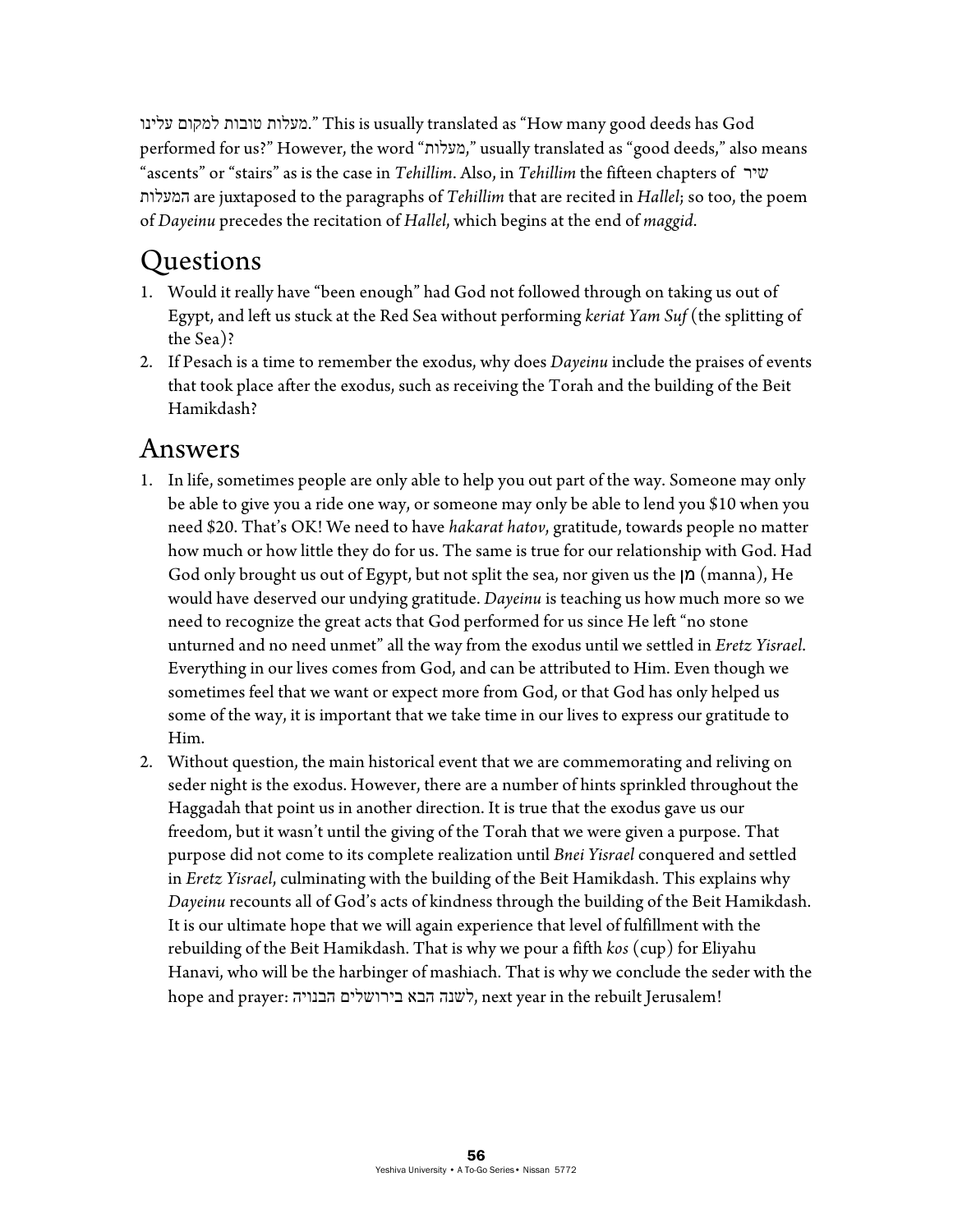מעלות טובות למקום עלינו." This is usually translated as "How many good deeds has God performed for us?" However, the word "מעלות," usually translated as "good deeds," also means "ascents" or "stairs" as is the case in *Tehillim*. Also, in *Tehillim* the fifteen chapters of שיר המעלות are juxtaposed to the paragraphs of *Tehillim* that are recited in *Hallel*; so too, the poem of *Dayeinu* precedes the recitation of *Hallel*, which begins at the end of *maggid*.

## Questions

1. Would it really have "been enough" had God not followed through on taking us out of Egypt, and left us stuck at the Red Sea without performing *keriat Yam Suf* (the splitting of the Sea)?
2. If Pesach is a time to remember the exodus, why does *Dayeinu* include the praises of events that took place after the exodus, such as receiving the Torah and the building of the Beit Hamikdash?

## Answers

1. In life, sometimes people are only able to help you out part of the way. Someone may only be able to give you a ride one way, or someone may only be able to lend you $10 when you need $20. That's OK! We need to have *hakarat hatov*, gratitude, towards people no matter how much or how little they do for us. The same is true for our relationship with God. Had God only brought us out of Egypt, but not split the sea, nor given us the מן (manna), He would have deserved our undying gratitude. *Dayeinu* is teaching us how much more so we need to recognize the great acts that God performed for us since He left "no stone unturned and no need unmet" all the way from the exodus until we settled in *Eretz Yisrael*. Everything in our lives comes from God, and can be attributed to Him. Even though we sometimes feel that we want or expect more from God, or that God has only helped us some of the way, it is important that we take time in our lives to express our gratitude to Him.
2. Without question, the main historical event that we are commemorating and reliving on seder night is the exodus. However, there are a number of hints sprinkled throughout the Haggadah that point us in another direction. It is true that the exodus gave us our freedom, but it wasn't until the giving of the Torah that we were given a purpose. That purpose did not come to its complete realization until *Bnei Yisrael* conquered and settled in *Eretz Yisrael*, culminating with the building of the Beit Hamikdash. This explains why *Dayeinu* recounts all of God's acts of kindness through the building of the Beit Hamikdash. It is our ultimate hope that we will again experience that level of fulfillment with the rebuilding of the Beit Hamikdash. That is why we pour a fifth *kos* (cup) for Eliyahu Hanavi, who will be the harbinger of mashiach. That is why we conclude the seder with the hope and prayer: לשנה הבא בירושלים הבנויה, next year in the rebuilt Jerusalem!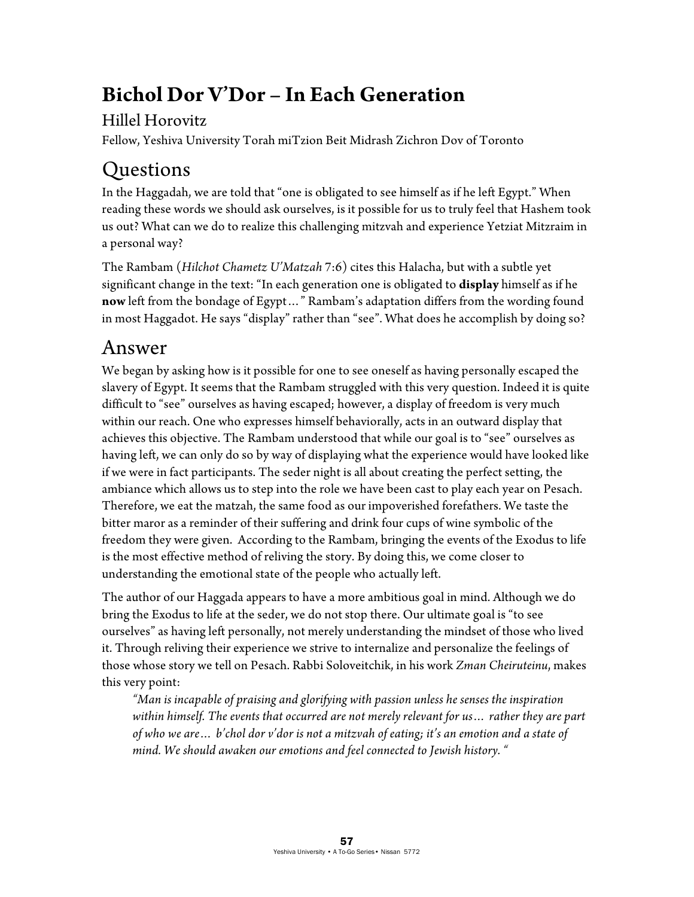# Bichol Dor V'Dor – In Each Generation

Hillel Horovitz

Fellow, Yeshiva University Torah miTzion Beit Midrash Zichron Dov of Toronto

## Questions

In the Haggadah, we are told that "one is obligated to see himself as if he left Egypt." When reading these words we should ask ourselves, is it possible for us to truly feel that Hashem took us out? What can we do to realize this challenging mitzvah and experience Yetziat Mitzraim in a personal way?

The Rambam (*Hilchot Chametz U'Matzah* 7:6) cites this Halacha, but with a subtle yet significant change in the text: "In each generation one is obligated to **display** himself as if he **now** left from the bondage of Egypt…" Rambam's adaptation differs from the wording found in most Haggadot. He says "display" rather than "see". What does he accomplish by doing so?

## Answer

We began by asking how is it possible for one to see oneself as having personally escaped the slavery of Egypt. It seems that the Rambam struggled with this very question. Indeed it is quite difficult to "see" ourselves as having escaped; however, a display of freedom is very much within our reach. One who expresses himself behaviorally, acts in an outward display that achieves this objective. The Rambam understood that while our goal is to "see" ourselves as having left, we can only do so by way of displaying what the experience would have looked like if we were in fact participants. The seder night is all about creating the perfect setting, the ambiance which allows us to step into the role we have been cast to play each year on Pesach. Therefore, we eat the matzah, the same food as our impoverished forefathers. We taste the bitter maror as a reminder of their suffering and drink four cups of wine symbolic of the freedom they were given. According to the Rambam, bringing the events of the Exodus to life is the most effective method of reliving the story. By doing this, we come closer to understanding the emotional state of the people who actually left.

The author of our Haggada appears to have a more ambitious goal in mind. Although we do bring the Exodus to life at the seder, we do not stop there. Our ultimate goal is "to see ourselves" as having left personally, not merely understanding the mindset of those who lived it. Through reliving their experience we strive to internalize and personalize the feelings of those whose story we tell on Pesach. Rabbi Soloveitchik, in his work *Zman Cheiruteinu*, makes this very point:

> *"Man is incapable of praising and glorifying with passion unless he senses the inspiration within himself. The events that occurred are not merely relevant for us… rather they are part of who we are… b'chol dor v'dor is not a mitzvah of eating; it's an emotion and a state of mind. We should awaken our emotions and feel connected to Jewish history. "*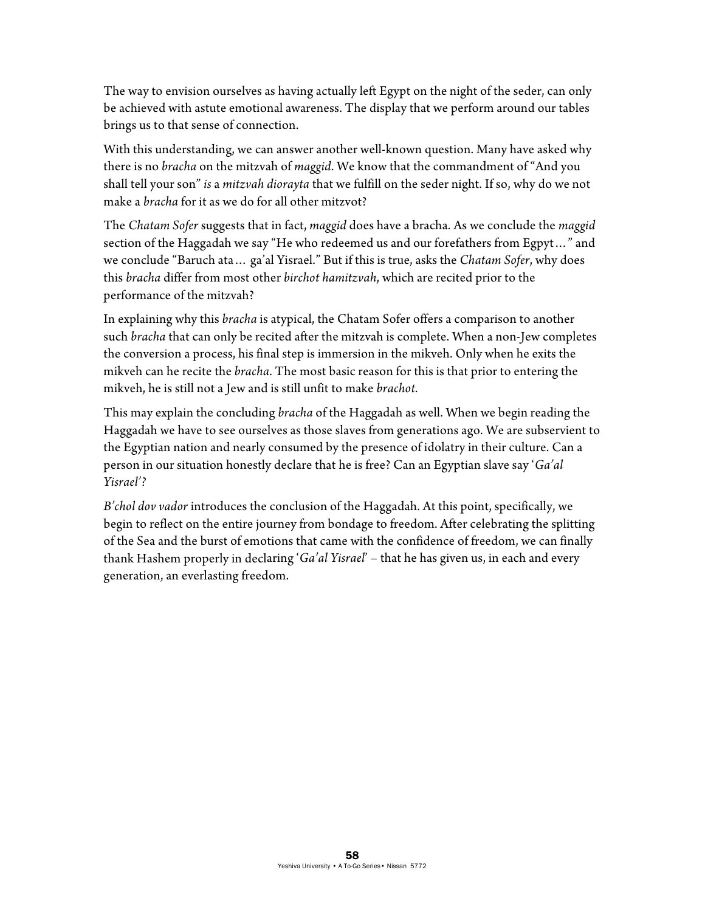The way to envision ourselves as having actually left Egypt on the night of the seder, can only be achieved with astute emotional awareness. The display that we perform around our tables brings us to that sense of connection.

With this understanding, we can answer another well-known question. Many have asked why there is no *bracha* on the mitzvah of *maggid*. We know that the commandment of "And you shall tell your son" *is* a *mitzvah diorayta* that we fulfill on the seder night. If so, why do we not make a *bracha* for it as we do for all other mitzvot?

The *Chatam Sofer* suggests that in fact, *maggid* does have a bracha. As we conclude the *maggid* section of the Haggadah we say "He who redeemed us and our forefathers from Egpyt…" and we conclude "Baruch ata… ga'al Yisrael." But if this is true, asks the *Chatam Sofer*, why does this *bracha* differ from most other *birchot hamitzvah*, which are recited prior to the performance of the mitzvah?

In explaining why this *bracha* is atypical, the Chatam Sofer offers a comparison to another such *bracha* that can only be recited after the mitzvah is complete. When a non-Jew completes the conversion a process, his final step is immersion in the mikveh. Only when he exits the mikveh can he recite the *bracha*. The most basic reason for this is that prior to entering the mikveh, he is still not a Jew and is still unfit to make *brachot*.

This may explain the concluding *bracha* of the Haggadah as well. When we begin reading the Haggadah we have to see ourselves as those slaves from generations ago. We are subservient to the Egyptian nation and nearly consumed by the presence of idolatry in their culture. Can a person in our situation honestly declare that he is free? Can an Egyptian slave say '*Ga'al Yisrael'*?

*B'chol dov vador* introduces the conclusion of the Haggadah. At this point, specifically, we begin to reflect on the entire journey from bondage to freedom. After celebrating the splitting of the Sea and the burst of emotions that came with the confidence of freedom, we can finally thank Hashem properly in declaring '*Ga'al Yisrael*' – that he has given us, in each and every generation, an everlasting freedom.